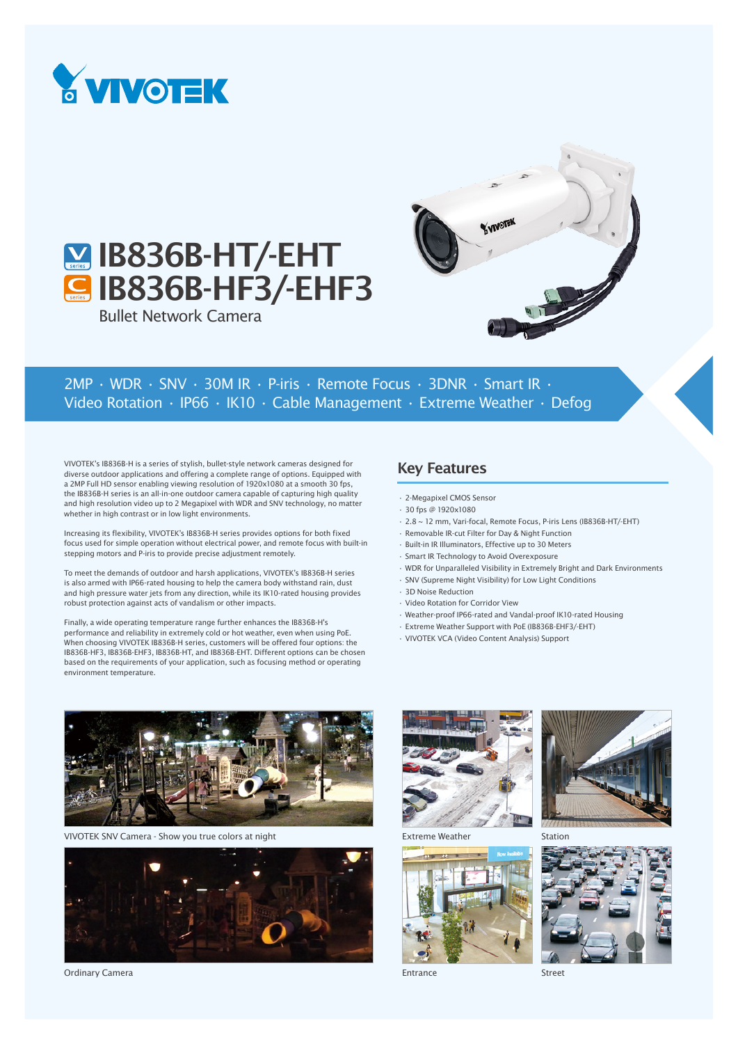# IB836B-HT/-EHT
# IB836B-HF3/-EHF3

Bullet Network Camera

2MP · WDR · SNV · 30M IR · P-iris · Remote Focus · 3DNR · Smart IR · Video Rotation · IP66 · IK10 · Cable Management · Extreme Weather · Defog

VIVOTEK's IB836B-H is a series of stylish, bullet-style network cameras designed for diverse outdoor applications and offering a complete range of options. Equipped with a 2MP Full HD sensor enabling viewing resolution of 1920x1080 at a smooth 30 fps, the IB836B-H series is an all-in-one outdoor camera capable of capturing high quality and high resolution video up to 2 Megapixel with WDR and SNV technology, no matter whether in high contrast or in low light environments.

Increasing its flexibility, VIVOTEK's IB836B-H series provides options for both fixed focus used for simple operation without electrical power, and remote focus with built-in stepping motors and P-iris to provide precise adjustment remotely.

To meet the demands of outdoor and harsh applications, VIVOTEK's IB836B-H series is also armed with IP66-rated housing to help the camera body withstand rain, dust and high pressure water jets from any direction, while its IK10-rated housing provides robust protection against acts of vandalism or other impacts.

Finally, a wide operating temperature range further enhances the IB836B-H's performance and reliability in extremely cold or hot weather, even when using PoE. When choosing VIVOTEK IB836B-H series, customers will be offered four options: the IB836B-HF3, IB836B-EHF3, IB836B-HT, and IB836B-EHT. Different options can be chosen based on the requirements of your application, such as focusing method or operating environment temperature.

## Key Features

- 2-Megapixel CMOS Sensor
- 30 fps @ 1920x1080
- 2.8 ~ 12 mm, Vari-focal, Remote Focus, P-iris Lens (IB836B-HT/-EHT)
- Removable IR-cut Filter for Day & Night Function
- Built-in IR Illuminators, Effective up to 30 Meters
- Smart IR Technology to Avoid Overexposure
- WDR for Unparalleled Visibility in Extremely Bright and Dark Environments
- SNV (Supreme Night Visibility) for Low Light Conditions
- 3D Noise Reduction
- Video Rotation for Corridor View
- Weather-proof IP66-rated and Vandal-proof IK10-rated Housing
- Extreme Weather Support with PoE (IB836B-EHF3/-EHT)
- VIVOTEK VCA (Video Content Analysis) Support

VIVOTEK SNV Camera - Show you true colors at night

Ordinary Camera

Extreme Weather

Station

Entrance

Street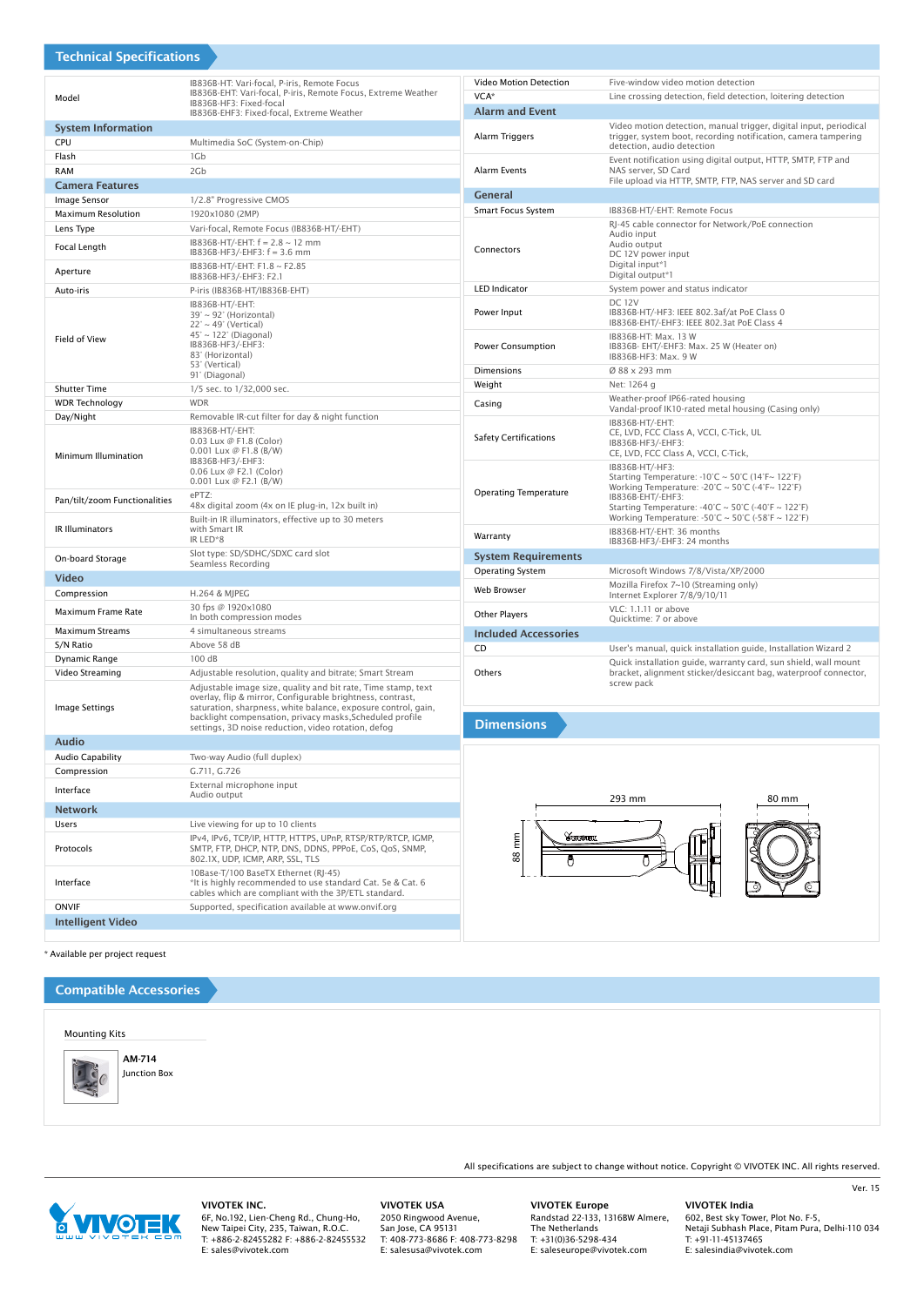## Technical Specifications

| | |
|---|---|
| Model | IB836B-HT: Vari-focal, P-iris, Remote Focus<br>IB836B-EHT: Vari-focal, P-iris, Remote Focus, Extreme Weather<br>IB836B-HF3: Fixed-focal<br>IB836B-EHF3: Fixed-focal, Extreme Weather |
| **System Information** | |
| CPU | Multimedia SoC (System-on-Chip) |
| Flash | 1Gb |
| RAM | 2Gb |
| **Camera Features** | |
| Image Sensor | 1/2.8" Progressive CMOS |
| Maximum Resolution | 1920x1080 (2MP) |
| Lens Type | Vari-focal, Remote Focus (IB836B-HT/-EHT) |
| Focal Length | IB836B-HT/-EHT: f = 2.8 ~ 12 mm<br>IB836B-HF3/-EHF3: f = 3.6 mm |
| Aperture | IB836B-HT/-EHT: F1.8 ~ F2.85<br>IB836B-HF3/-EHF3: F2.1 |
| Auto-iris | P-iris (IB836B-HT/IB836B-EHT) |
| Field of View | IB836B-HT/-EHT:<br>39° ~ 92° (Horizontal)<br>22° ~ 49° (Vertical)<br>45° ~ 122° (Diagonal)<br>IB836B-HF3/-EHF3:<br>83° (Horizontal)<br>53° (Vertical)<br>91° (Diagonal) |
| Shutter Time | 1/5 sec. to 1/32,000 sec. |
| WDR Technology | WDR |
| Day/Night | Removable IR-cut filter for day & night function |
| Minimum Illumination | IB836B-HT/-EHT:<br>0.03 Lux @ F1.8 (Color)<br>0.001 Lux @ F1.8 (B/W)<br>IB836B-HF3/-EHF3:<br>0.06 Lux @ F2.1 (Color)<br>0.001 Lux @ F2.1 (B/W) |
| Pan/tilt/zoom Functionalities | ePTZ:<br>48x digital zoom (4x on IE plug-in, 12x built in) |
| IR Illuminators | Built-in IR illuminators, effective up to 30 meters with Smart IR<br>IR LED*8 |
| On-board Storage | Slot type: SD/SDHC/SDXC card slot<br>Seamless Recording |
| **Video** | |
| Compression | H.264 & MJPEG |
| Maximum Frame Rate | 30 fps @ 1920x1080<br>In both compression modes |
| Maximum Streams | 4 simultaneous streams |
| S/N Ratio | Above 58 dB |
| Dynamic Range | 100 dB |
| Video Streaming | Adjustable resolution, quality and bitrate; Smart Stream |
| Image Settings | Adjustable image size, quality and bit rate, Time stamp, text overlay, flip & mirror, Configurable brightness, contrast, saturation, sharpness, white balance, exposure control, gain, backlight compensation, privacy masks,Scheduled profile settings, 3D noise reduction, video rotation, defog |
| **Audio** | |
| Audio Capability | Two-way Audio (full duplex) |
| Compression | G.711, G.726 |
| Interface | External microphone input<br>Audio output |
| **Network** | |
| Users | Live viewing for up to 10 clients |
| Protocols | IPv4, IPv6, TCP/IP, HTTP, HTTPS, UPnP, RTSP/RTP/RTCP, IGMP, SMTP, FTP, DHCP, NTP, DNS, DDNS, PPPoE, CoS, QoS, SNMP, 802.1X, UDP, ICMP, ARP, SSL, TLS |
| Interface | 10Base-T/100 BaseTX Ethernet (RJ-45)<br>*It is highly recommended to use standard Cat. 5e & Cat. 6 cables which are compliant with the 3P/ETL standard. |
| ONVIF | Supported, specification available at www.onvif.org |
| **Intelligent Video** | |
| Video Motion Detection | Five-window video motion detection |
| VCA* | Line crossing detection, field detection, loitering detection |
| **Alarm and Event** | |
| Alarm Triggers | Video motion detection, manual trigger, digital input, periodical trigger, system boot, recording notification, camera tampering detection, audio detection |
| Alarm Events | Event notification using digital output, HTTP, SMTP, FTP and NAS server, SD Card<br>File upload via HTTP, SMTP, FTP, NAS server and SD card |
| **General** | |
| Smart Focus System | IB836B-HT/-EHT: Remote Focus |
| Connectors | RJ-45 cable connector for Network/PoE connection<br>Audio input<br>Audio output<br>DC 12V power input<br>Digital input*1<br>Digital output*1 |
| LED Indicator | System power and status indicator |
| Power Input | DC 12V<br>IB836B-HT/-HF3: IEEE 802.3af/at PoE Class 0<br>IB836B-EHT/-EHF3: IEEE 802.3at PoE Class 4 |
| Power Consumption | IB836B-HT: Max. 13 W<br>IB836B- EHT/-EHF3: Max. 25 W (Heater on)<br>IB836B-HF3: Max. 9 W |
| Dimensions | Ø 88 x 293 mm |
| Weight | Net: 1264 g |
| Casing | Weather-proof IP66-rated housing<br>Vandal-proof IK10-rated metal housing (Casing only) |
| Safety Certifications | IB836B-HT/-EHT:<br>CE, LVD, FCC Class A, VCCI, C-Tick, UL<br>IB836B-HF3/-EHF3:<br>CE, LVD, FCC Class A, VCCI, C-Tick, |
| Operating Temperature | IB836B-HT/-HF3:<br>Starting Temperature: -10°C ~ 50°C (14°F~ 122°F)<br>Working Temperature: -20°C ~ 50°C (-4°F~ 122°F)<br>IB836B-EHT/-EHF3:<br>Starting Temperature: -40°C ~ 50°C (-40°F ~ 122°F)<br>Working Temperature: -50°C ~ 50°C (-58°F ~ 122°F) |
| Warranty | IB836B-HT/-EHT: 36 months<br>IB836B-HF3/-EHF3: 24 months |
| **System Requirements** | |
| Operating System | Microsoft Windows 7/8/Vista/XP/2000 |
| Web Browser | Mozilla Firefox 7~10 (Streaming only)<br>Internet Explorer 7/8/9/10/11 |
| Other Players | VLC: 1.1.11 or above<br>Quicktime: 7 or above |
| **Included Accessories** | |
| CD | User's manual, quick installation guide, Installation Wizard 2 |
| Others | Quick installation guide, warranty card, sun shield, wall mount bracket, alignment sticker/desiccant bag, waterproof connector, screw pack |

\* Available per project request

## Dimensions

293 mm

80 mm

88 mm

## Compatible Accessories

Mounting Kits

**AM-714**
Junction Box

All specifications are subject to change without notice. Copyright © VIVOTEK INC. All rights reserved.

Ver. 15

**VIVOTEK INC.**
6F, No.192, Lien-Cheng Rd., Chung-Ho, New Taipei City, 235, Taiwan, R.O.C.
T: +886-2-82455282 F: +886-2-82455532
E: sales@vivotek.com

**VIVOTEK USA**
2050 Ringwood Avenue, San Jose, CA 95131
T: 408-773-8686 F: 408-773-8298
E: salesusa@vivotek.com

**VIVOTEK Europe**
Randstad 22-133, 1316BW Almere, The Netherlands
T: +31(0)36-5298-434
E: saleseurope@vivotek.com

**VIVOTEK India**
602, Best sky Tower, Plot No. F-5, Netaji Subhash Place, Pitam Pura, Delhi-110 034
T: +91-11-45137465
E: salesindia@vivotek.com